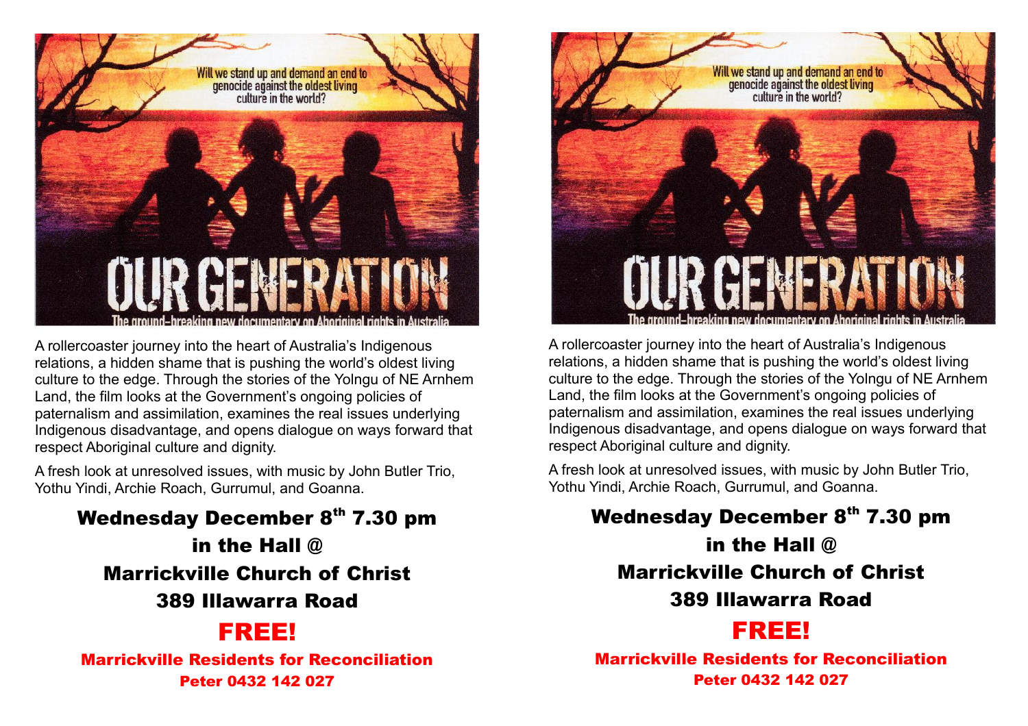Will we stand up and demand an end to genocide against the oldest living culture in the world?

# OUR GENERATION

The ground-breaking new documentary on Aboriginal rights in Australia

A rollercoaster journey into the heart of Australia's Indigenous relations, a hidden shame that is pushing the world's oldest living culture to the edge. Through the stories of the Yolngu of NE Arnhem Land, the film looks at the Government's ongoing policies of paternalism and assimilation, examines the real issues underlying Indigenous disadvantage, and opens dialogue on ways forward that respect Aboriginal culture and dignity.

A fresh look at unresolved issues, with music by John Butler Trio, Yothu Yindi, Archie Roach, Gurrumul, and Goanna.

**Wednesday December 8th 7.30 pm**

**in the Hall @**

**Marrickville Church of Christ**

**389 Illawarra Road**

## FREE!

**Marrickville Residents for Reconciliation**

**Peter 0432 142 027**

Will we stand up and demand an end to genocide against the oldest living culture in the world?

# OUR GENERATION

The ground-breaking new documentary on Aboriginal rights in Australia

A rollercoaster journey into the heart of Australia's Indigenous relations, a hidden shame that is pushing the world's oldest living culture to the edge. Through the stories of the Yolngu of NE Arnhem Land, the film looks at the Government's ongoing policies of paternalism and assimilation, examines the real issues underlying Indigenous disadvantage, and opens dialogue on ways forward that respect Aboriginal culture and dignity.

A fresh look at unresolved issues, with music by John Butler Trio, Yothu Yindi, Archie Roach, Gurrumul, and Goanna.

**Wednesday December 8th 7.30 pm**

**in the Hall @**

**Marrickville Church of Christ**

**389 Illawarra Road**

## FREE!

**Marrickville Residents for Reconciliation**

**Peter 0432 142 027**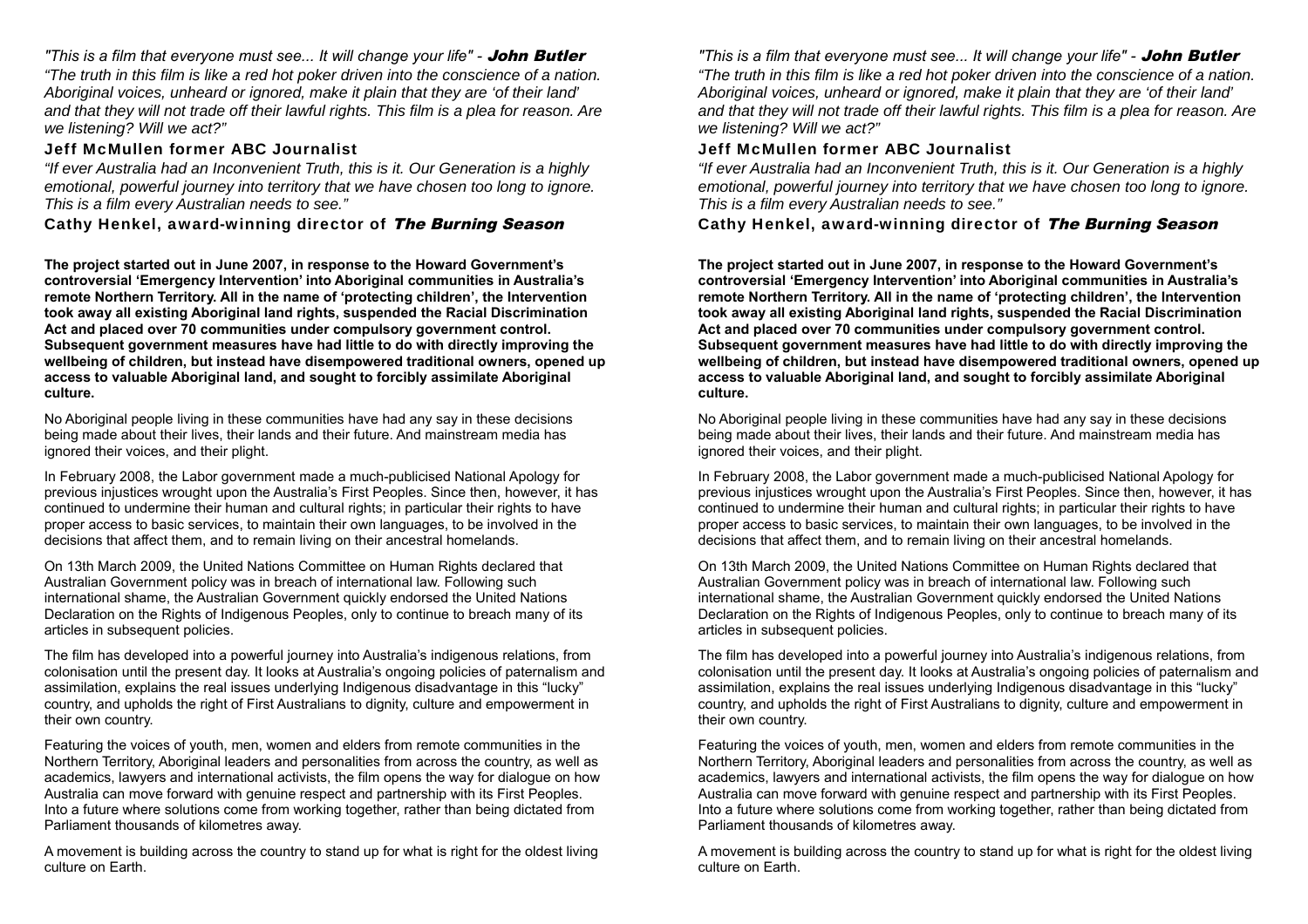*"This is a film that everyone must see... It will change your life"* - ***John Butler***

*"The truth in this film is like a red hot poker driven into the conscience of a nation. Aboriginal voices, unheard or ignored, make it plain that they are 'of their land' and that they will not trade off their lawful rights. This film is a plea for reason. Are we listening? Will we act?"*

**Jeff McMullen former ABC Journalist**

*"If ever Australia had an Inconvenient Truth, this is it. Our Generation is a highly emotional, powerful journey into territory that we have chosen too long to ignore. This is a film every Australian needs to see."*

**Cathy Henkel, award-winning director of *The Burning Season***

**The project started out in June 2007, in response to the Howard Government's controversial 'Emergency Intervention' into Aboriginal communities in Australia's remote Northern Territory. All in the name of 'protecting children', the Intervention took away all existing Aboriginal land rights, suspended the Racial Discrimination Act and placed over 70 communities under compulsory government control. Subsequent government measures have had little to do with directly improving the wellbeing of children, but instead have disempowered traditional owners, opened up access to valuable Aboriginal land, and sought to forcibly assimilate Aboriginal culture.**

No Aboriginal people living in these communities have had any say in these decisions being made about their lives, their lands and their future. And mainstream media has ignored their voices, and their plight.

In February 2008, the Labor government made a much-publicised National Apology for previous injustices wrought upon the Australia's First Peoples. Since then, however, it has continued to undermine their human and cultural rights; in particular their rights to have proper access to basic services, to maintain their own languages, to be involved in the decisions that affect them, and to remain living on their ancestral homelands.

On 13th March 2009, the United Nations Committee on Human Rights declared that Australian Government policy was in breach of international law. Following such international shame, the Australian Government quickly endorsed the United Nations Declaration on the Rights of Indigenous Peoples, only to continue to breach many of its articles in subsequent policies.

The film has developed into a powerful journey into Australia's indigenous relations, from colonisation until the present day. It looks at Australia's ongoing policies of paternalism and assimilation, explains the real issues underlying Indigenous disadvantage in this "lucky" country, and upholds the right of First Australians to dignity, culture and empowerment in their own country.

Featuring the voices of youth, men, women and elders from remote communities in the Northern Territory, Aboriginal leaders and personalities from across the country, as well as academics, lawyers and international activists, the film opens the way for dialogue on how Australia can move forward with genuine respect and partnership with its First Peoples. Into a future where solutions come from working together, rather than being dictated from Parliament thousands of kilometres away.

A movement is building across the country to stand up for what is right for the oldest living culture on Earth.

*"This is a film that everyone must see... It will change your life"* - ***John Butler***

*"The truth in this film is like a red hot poker driven into the conscience of a nation. Aboriginal voices, unheard or ignored, make it plain that they are 'of their land' and that they will not trade off their lawful rights. This film is a plea for reason. Are we listening? Will we act?"*

**Jeff McMullen former ABC Journalist**

*"If ever Australia had an Inconvenient Truth, this is it. Our Generation is a highly emotional, powerful journey into territory that we have chosen too long to ignore. This is a film every Australian needs to see."*

**Cathy Henkel, award-winning director of *The Burning Season***

**The project started out in June 2007, in response to the Howard Government's controversial 'Emergency Intervention' into Aboriginal communities in Australia's remote Northern Territory. All in the name of 'protecting children', the Intervention took away all existing Aboriginal land rights, suspended the Racial Discrimination Act and placed over 70 communities under compulsory government control. Subsequent government measures have had little to do with directly improving the wellbeing of children, but instead have disempowered traditional owners, opened up access to valuable Aboriginal land, and sought to forcibly assimilate Aboriginal culture.**

No Aboriginal people living in these communities have had any say in these decisions being made about their lives, their lands and their future. And mainstream media has ignored their voices, and their plight.

In February 2008, the Labor government made a much-publicised National Apology for previous injustices wrought upon the Australia's First Peoples. Since then, however, it has continued to undermine their human and cultural rights; in particular their rights to have proper access to basic services, to maintain their own languages, to be involved in the decisions that affect them, and to remain living on their ancestral homelands.

On 13th March 2009, the United Nations Committee on Human Rights declared that Australian Government policy was in breach of international law. Following such international shame, the Australian Government quickly endorsed the United Nations Declaration on the Rights of Indigenous Peoples, only to continue to breach many of its articles in subsequent policies.

The film has developed into a powerful journey into Australia's indigenous relations, from colonisation until the present day. It looks at Australia's ongoing policies of paternalism and assimilation, explains the real issues underlying Indigenous disadvantage in this "lucky" country, and upholds the right of First Australians to dignity, culture and empowerment in their own country.

Featuring the voices of youth, men, women and elders from remote communities in the Northern Territory, Aboriginal leaders and personalities from across the country, as well as academics, lawyers and international activists, the film opens the way for dialogue on how Australia can move forward with genuine respect and partnership with its First Peoples. Into a future where solutions come from working together, rather than being dictated from Parliament thousands of kilometres away.

A movement is building across the country to stand up for what is right for the oldest living culture on Earth.